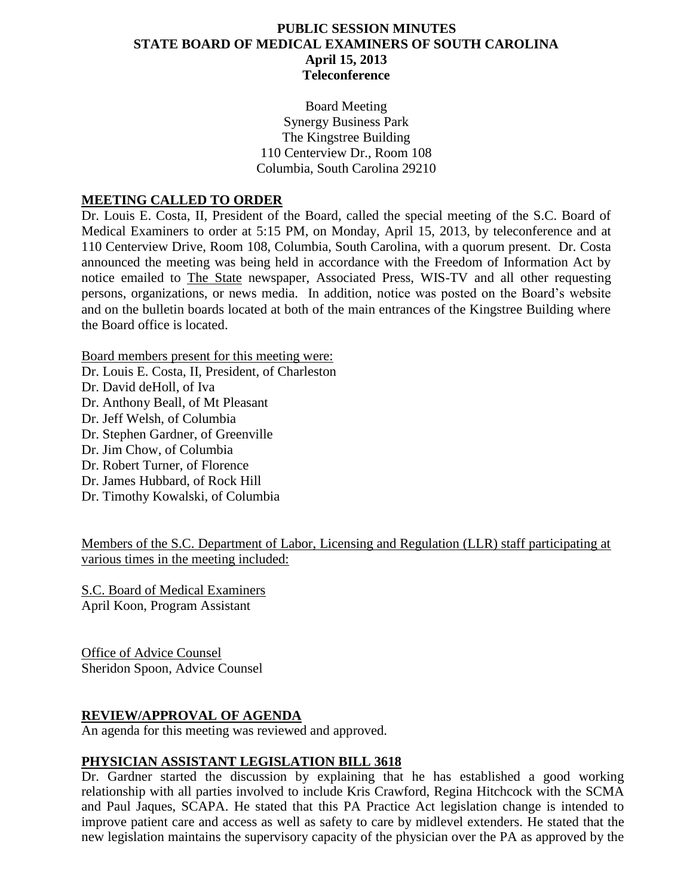# PUBLIC SESSION MINUTES
# STATE BOARD OF MEDICAL EXAMINERS OF SOUTH CAROLINA
# April 15, 2013
# Teleconference

Board Meeting
Synergy Business Park
The Kingstree Building
110 Centerview Dr., Room 108
Columbia, South Carolina 29210

## MEETING CALLED TO ORDER

Dr. Louis E. Costa, II, President of the Board, called the special meeting of the S.C. Board of Medical Examiners to order at 5:15 PM, on Monday, April 15, 2013, by teleconference and at 110 Centerview Drive, Room 108, Columbia, South Carolina, with a quorum present. Dr. Costa announced the meeting was being held in accordance with the Freedom of Information Act by notice emailed to The State newspaper, Associated Press, WIS-TV and all other requesting persons, organizations, or news media. In addition, notice was posted on the Board's website and on the bulletin boards located at both of the main entrances of the Kingstree Building where the Board office is located.

Board members present for this meeting were:
Dr. Louis E. Costa, II, President, of Charleston
Dr. David deHoll, of Iva
Dr. Anthony Beall, of Mt Pleasant
Dr. Jeff Welsh, of Columbia
Dr. Stephen Gardner, of Greenville
Dr. Jim Chow, of Columbia
Dr. Robert Turner, of Florence
Dr. James Hubbard, of Rock Hill
Dr. Timothy Kowalski, of Columbia

Members of the S.C. Department of Labor, Licensing and Regulation (LLR) staff participating at various times in the meeting included:

S.C. Board of Medical Examiners
April Koon, Program Assistant

Office of Advice Counsel
Sheridon Spoon, Advice Counsel

## REVIEW/APPROVAL OF AGENDA

An agenda for this meeting was reviewed and approved.

## PHYSICIAN ASSISTANT LEGISLATION BILL 3618

Dr. Gardner started the discussion by explaining that he has established a good working relationship with all parties involved to include Kris Crawford, Regina Hitchcock with the SCMA and Paul Jaques, SCAPA. He stated that this PA Practice Act legislation change is intended to improve patient care and access as well as safety to care by midlevel extenders. He stated that the new legislation maintains the supervisory capacity of the physician over the PA as approved by the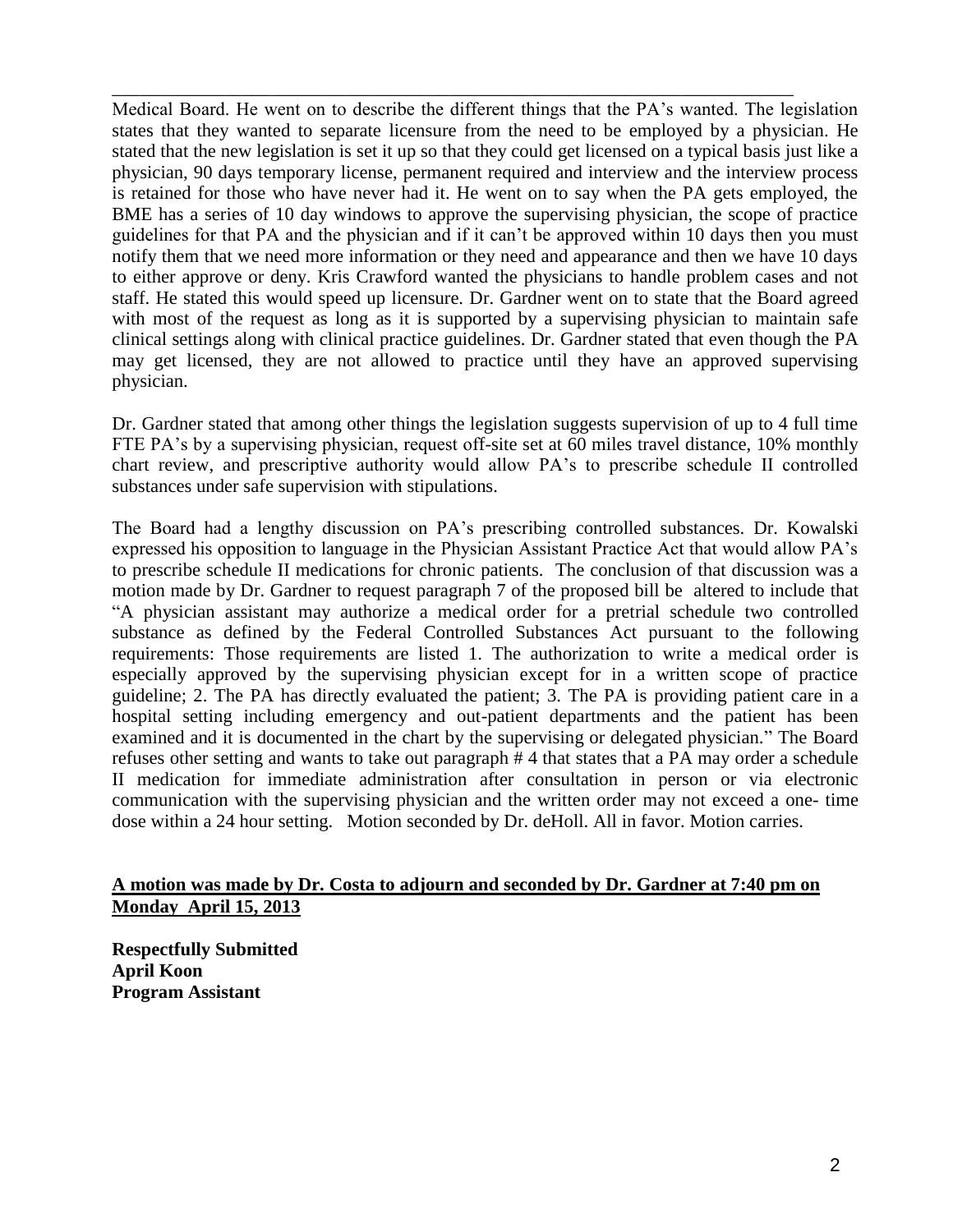Medical Board. He went on to describe the different things that the PA's wanted. The legislation states that they wanted to separate licensure from the need to be employed by a physician. He stated that the new legislation is set it up so that they could get licensed on a typical basis just like a physician, 90 days temporary license, permanent required and interview and the interview process is retained for those who have never had it. He went on to say when the PA gets employed, the BME has a series of 10 day windows to approve the supervising physician, the scope of practice guidelines for that PA and the physician and if it can't be approved within 10 days then you must notify them that we need more information or they need and appearance and then we have 10 days to either approve or deny. Kris Crawford wanted the physicians to handle problem cases and not staff. He stated this would speed up licensure. Dr. Gardner went on to state that the Board agreed with most of the request as long as it is supported by a supervising physician to maintain safe clinical settings along with clinical practice guidelines. Dr. Gardner stated that even though the PA may get licensed, they are not allowed to practice until they have an approved supervising physician.

Dr. Gardner stated that among other things the legislation suggests supervision of up to 4 full time FTE PA's by a supervising physician, request off-site set at 60 miles travel distance, 10% monthly chart review, and prescriptive authority would allow PA's to prescribe schedule II controlled substances under safe supervision with stipulations.

The Board had a lengthy discussion on PA's prescribing controlled substances. Dr. Kowalski expressed his opposition to language in the Physician Assistant Practice Act that would allow PA's to prescribe schedule II medications for chronic patients. The conclusion of that discussion was a motion made by Dr. Gardner to request paragraph 7 of the proposed bill be altered to include that "A physician assistant may authorize a medical order for a pretrial schedule two controlled substance as defined by the Federal Controlled Substances Act pursuant to the following requirements: Those requirements are listed 1. The authorization to write a medical order is especially approved by the supervising physician except for in a written scope of practice guideline; 2. The PA has directly evaluated the patient; 3. The PA is providing patient care in a hospital setting including emergency and out-patient departments and the patient has been examined and it is documented in the chart by the supervising or delegated physician." The Board refuses other setting and wants to take out paragraph # 4 that states that a PA may order a schedule II medication for immediate administration after consultation in person or via electronic communication with the supervising physician and the written order may not exceed a one- time dose within a 24 hour setting. Motion seconded by Dr. deHoll. All in favor. Motion carries.

**A motion was made by Dr. Costa to adjourn and seconded by Dr. Gardner at 7:40 pm on Monday April 15, 2013**

**Respectfully Submitted**
**April Koon**
**Program Assistant**